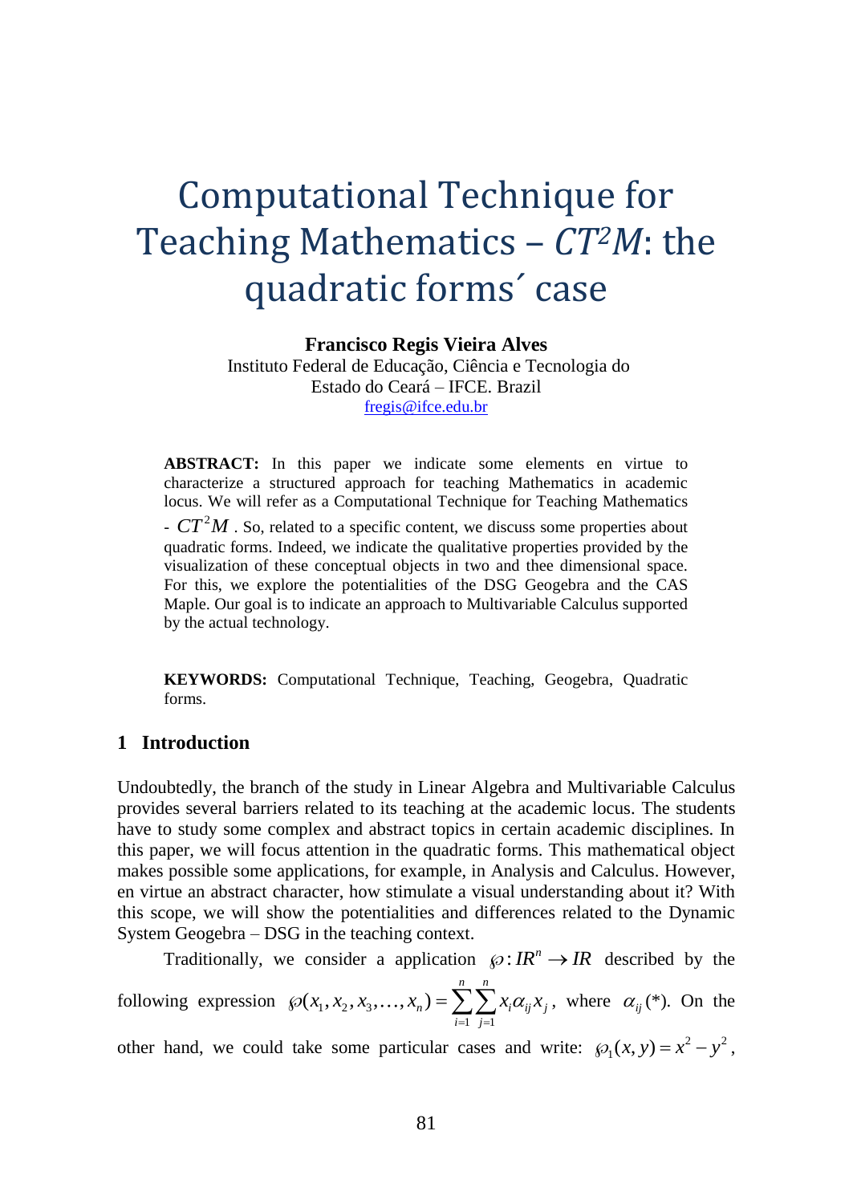# Computational Technique for Teaching Mathematics – $CT^2M$: the quadratic forms´ case

**Francisco Regis Vieira Alves**
Instituto Federal de Educação, Ciência e Tecnologia do Estado do Ceará – IFCE. Brazil
fregis@ifce.edu.br

**ABSTRACT:** In this paper we indicate some elements en virtue to characterize a structured approach for teaching Mathematics in academic locus. We will refer as a Computational Technique for Teaching Mathematics - $CT^2M$ . So, related to a specific content, we discuss some properties about quadratic forms. Indeed, we indicate the qualitative properties provided by the visualization of these conceptual objects in two and thee dimensional space. For this, we explore the potentialities of the DSG Geogebra and the CAS Maple. Our goal is to indicate an approach to Multivariable Calculus supported by the actual technology.

**KEYWORDS:** Computational Technique, Teaching, Geogebra, Quadratic forms.

## 1 Introduction

Undoubtedly, the branch of the study in Linear Algebra and Multivariable Calculus provides several barriers related to its teaching at the academic locus. The students have to study some complex and abstract topics in certain academic disciplines. In this paper, we will focus attention in the quadratic forms. This mathematical object makes possible some applications, for example, in Analysis and Calculus. However, en virtue an abstract character, how stimulate a visual understanding about it? With this scope, we will show the potentialities and differences related to the Dynamic System Geogebra – DSG in the teaching context.

Traditionally, we consider a application $\wp : IR^n \to IR$ described by the following expression $\wp(x_1, x_2, x_3, \ldots, x_n) = \sum_{i=1}^{n}\sum_{j=1}^{n} x_i \alpha_{ij} x_j$, where $\alpha_{ij}$ (*). On the other hand, we could take some particular cases and write: $\wp_1(x, y) = x^2 - y^2$,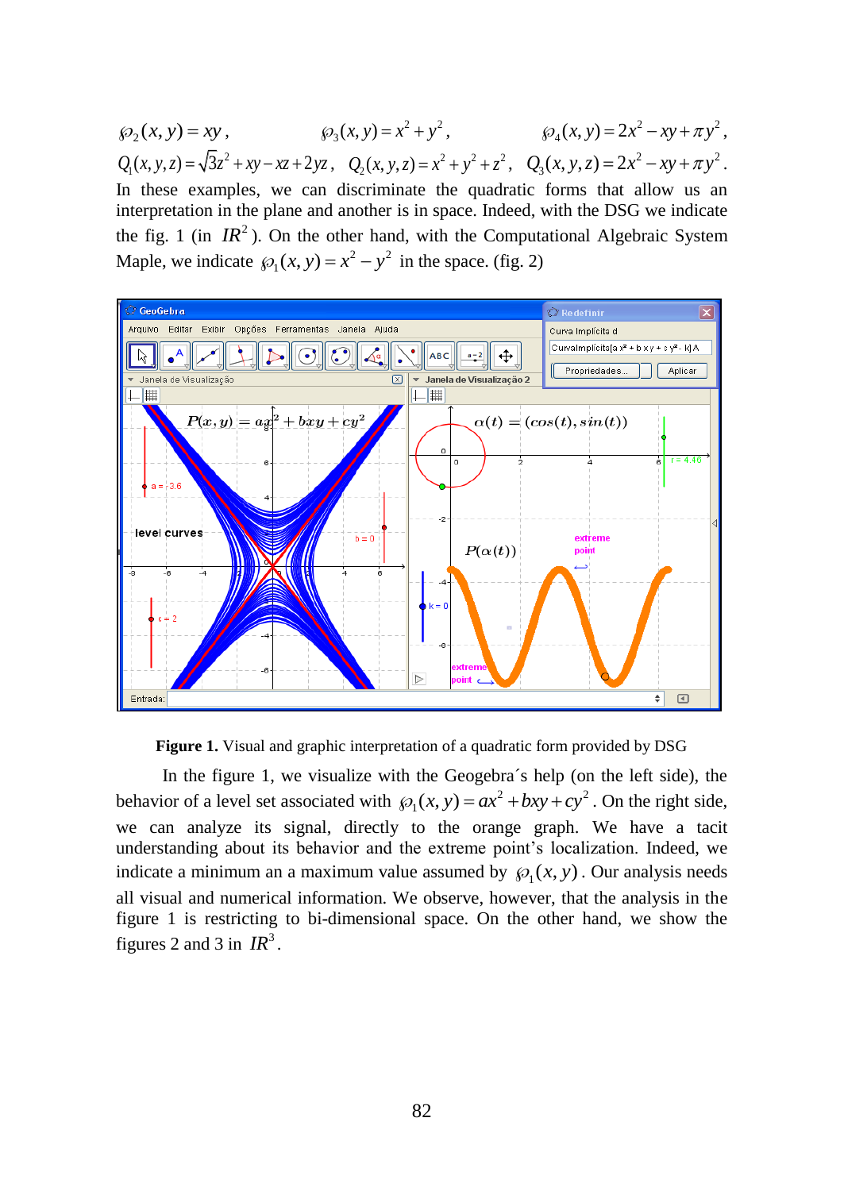$\wp_2(x,y) = xy$, $\wp_3(x,y) = x^2 + y^2$, $\wp_4(x,y) = 2x^2 - xy + \pi y^2$,

$Q_1(x,y,z) = \sqrt{3}z^2 + xy - xz + 2yz$, $Q_2(x,y,z) = x^2 + y^2 + z^2$, $Q_3(x,y,z) = 2x^2 - xy + \pi y^2$.

In these examples, we can discriminate the quadratic forms that allow us an interpretation in the plane and another is in space. Indeed, with the DSG we indicate the fig. 1 (in $IR^2$). On the other hand, with the Computational Algebraic System Maple, we indicate $\wp_1(x,y) = x^2 - y^2$ in the space. (fig. 2)

**Figure 1.** Visual and graphic interpretation of a quadratic form provided by DSG

In the figure 1, we visualize with the Geogebra´s help (on the left side), the behavior of a level set associated with $\wp_1(x,y) = ax^2 + bxy + cy^2$. On the right side, we can analyze its signal, directly to the orange graph. We have a tacit understanding about its behavior and the extreme point's localization. Indeed, we indicate a minimum an a maximum value assumed by $\wp_1(x,y)$. Our analysis needs all visual and numerical information. We observe, however, that the analysis in the figure 1 is restricting to bi-dimensional space. On the other hand, we show the figures 2 and 3 in $IR^3$.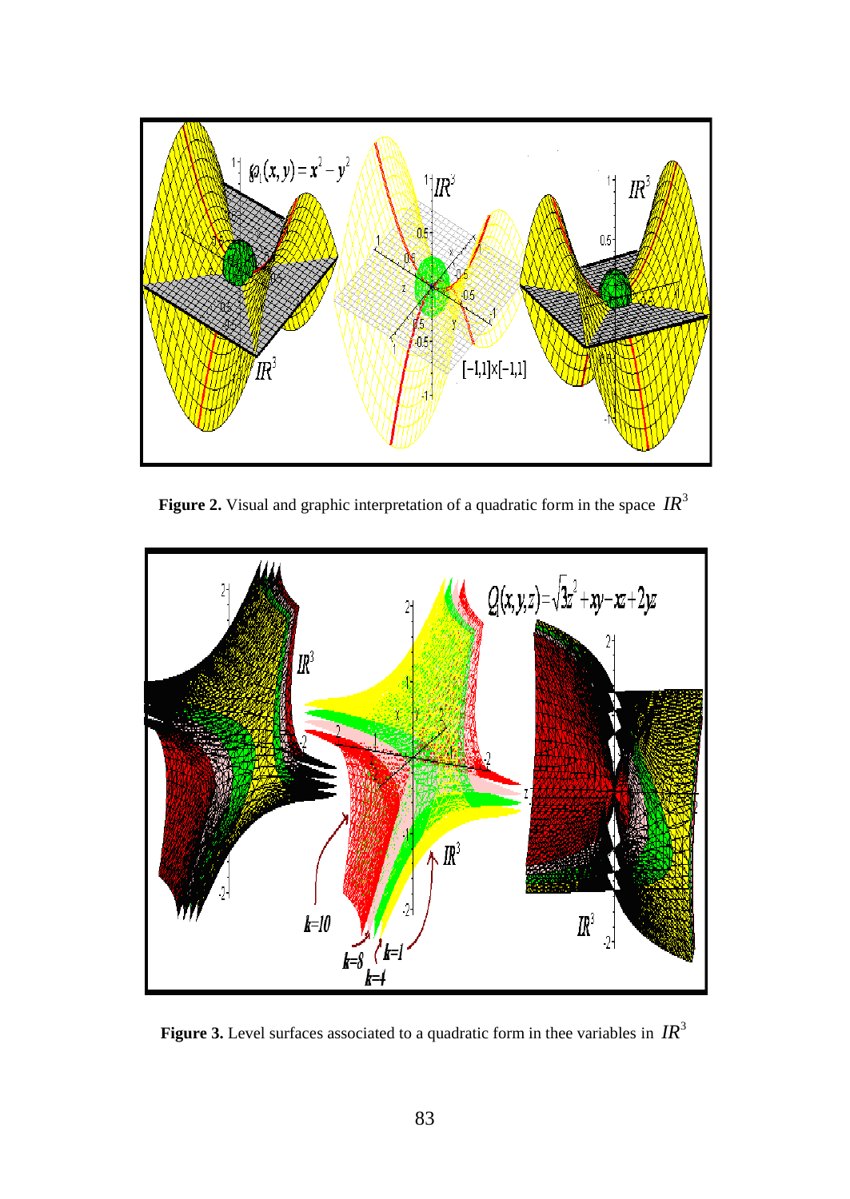**Figure 2.** Visual and graphic interpretation of a quadratic form in the space $IR^3$

**Figure 3.** Level surfaces associated to a quadratic form in thee variables in $IR^3$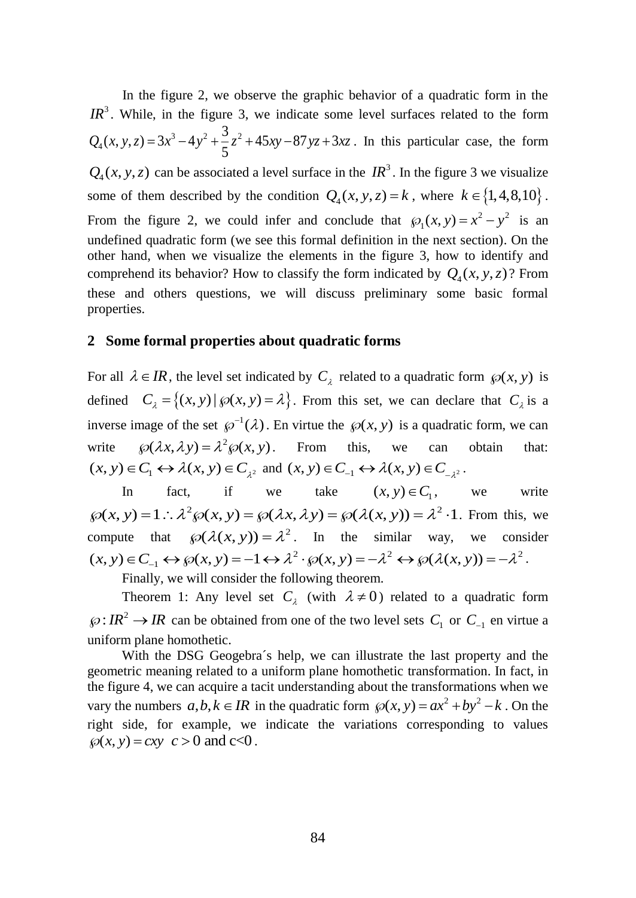In the figure 2, we observe the graphic behavior of a quadratic form in the $IR^3$. While, in the figure 3, we indicate some level surfaces related to the form $Q_4(x,y,z) = 3x^3 - 4y^2 + \frac{3}{5}z^2 + 45xy - 87yz + 3xz$. In this particular case, the form $Q_4(x,y,z)$ can be associated a level surface in the $IR^3$. In the figure 3 we visualize some of them described by the condition $Q_4(x,y,z) = k$, where $k \in \{1,4,8,10\}$. From the figure 2, we could infer and conclude that $\wp_1(x,y) = x^2 - y^2$ is an undefined quadratic form (we see this formal definition in the next section). On the other hand, when we visualize the elements in the figure 3, how to identify and comprehend its behavior? How to classify the form indicated by $Q_4(x,y,z)$? From these and others questions, we will discuss preliminary some basic formal properties.

## 2 Some formal properties about quadratic forms

For all $\lambda \in IR$, the level set indicated by $C_\lambda$ related to a quadratic form $\wp(x,y)$ is defined $C_\lambda = \{(x,y) \mid \wp(x,y) = \lambda\}$. From this set, we can declare that $C_\lambda$ is a inverse image of the set $\wp^{-1}(\lambda)$. En virtue the $\wp(x,y)$ is a quadratic form, we can write $\wp(\lambda x, \lambda y) = \lambda^2 \wp(x,y)$. From this, we can obtain that: $(x,y) \in C_1 \leftrightarrow \lambda(x,y) \in C_{\lambda^2}$ and $(x,y) \in C_{-1} \leftrightarrow \lambda(x,y) \in C_{-\lambda^2}$.

In fact, if we take $(x,y) \in C_1$, we write $\wp(x,y) = 1 \therefore \lambda^2 \wp(x,y) = \wp(\lambda x, \lambda y) = \wp(\lambda(x,y)) = \lambda^2 \cdot 1$. From this, we compute that $\wp(\lambda(x,y)) = \lambda^2$. In the similar way, we consider $(x,y) \in C_{-1} \leftrightarrow \wp(x,y) = -1 \leftrightarrow \lambda^2 \cdot \wp(x,y) = -\lambda^2 \leftrightarrow \wp(\lambda(x,y)) = -\lambda^2$.

Finally, we will consider the following theorem.

Theorem 1: Any level set $C_\lambda$ (with $\lambda \neq 0$) related to a quadratic form $\wp: IR^2 \to IR$ can be obtained from one of the two level sets $C_1$ or $C_{-1}$ en virtue a uniform plane homothetic.

With the DSG Geogebra´s help, we can illustrate the last property and the geometric meaning related to a uniform plane homothetic transformation. In fact, in the figure 4, we can acquire a tacit understanding about the transformations when we vary the numbers $a,b,k \in IR$ in the quadratic form $\wp(x,y) = ax^2 + by^2 - k$. On the right side, for example, we indicate the variations corresponding to values $\wp(x,y) = cxy \;\; c > 0$ and $c<0$.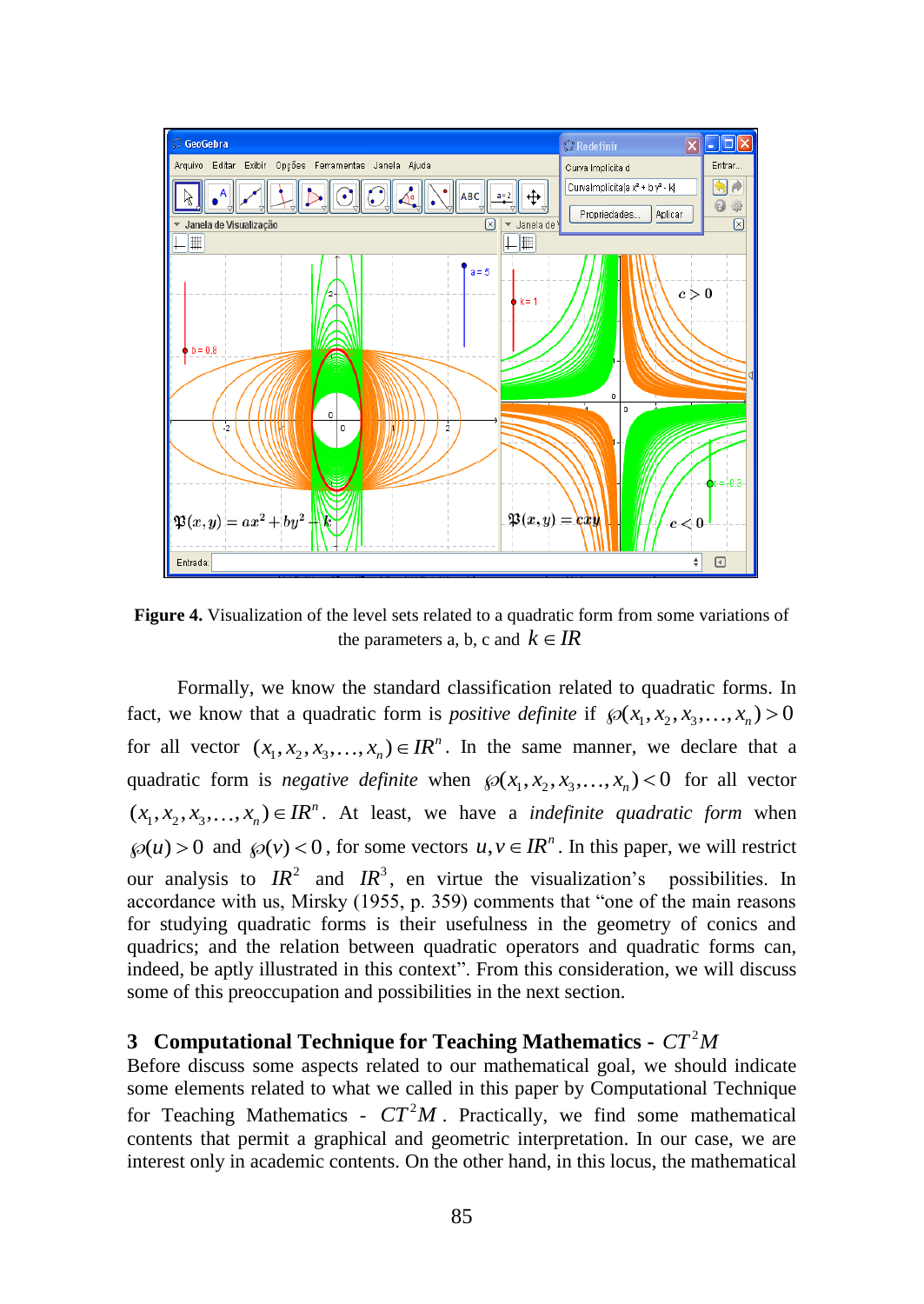**Figure 4.** Visualization of the level sets related to a quadratic form from some variations of the parameters a, b, c and $k \in IR$

Formally, we know the standard classification related to quadratic forms. In fact, we know that a quadratic form is *positive definite* if $\wp(x_1, x_2, x_3, \ldots, x_n) > 0$ for all vector $(x_1, x_2, x_3, \ldots, x_n) \in IR^n$. In the same manner, we declare that a quadratic form is *negative definite* when $\wp(x_1, x_2, x_3, \ldots, x_n) < 0$ for all vector $(x_1, x_2, x_3, \ldots, x_n) \in IR^n$. At least, we have a *indefinite quadratic form* when $\wp(u) > 0$ and $\wp(v) < 0$, for some vectors $u, v \in IR^n$. In this paper, we will restrict our analysis to $IR^2$ and $IR^3$, en virtue the visualization's possibilities. In accordance with us, Mirsky (1955, p. 359) comments that "one of the main reasons for studying quadratic forms is their usefulness in the geometry of conics and quadrics; and the relation between quadratic operators and quadratic forms can, indeed, be aptly illustrated in this context". From this consideration, we will discuss some of this preoccupation and possibilities in the next section.

## 3 Computational Technique for Teaching Mathematics - $CT^2M$

Before discuss some aspects related to our mathematical goal, we should indicate some elements related to what we called in this paper by Computational Technique for Teaching Mathematics - $CT^2M$. Practically, we find some mathematical contents that permit a graphical and geometric interpretation. In our case, we are interest only in academic contents. On the other hand, in this locus, the mathematical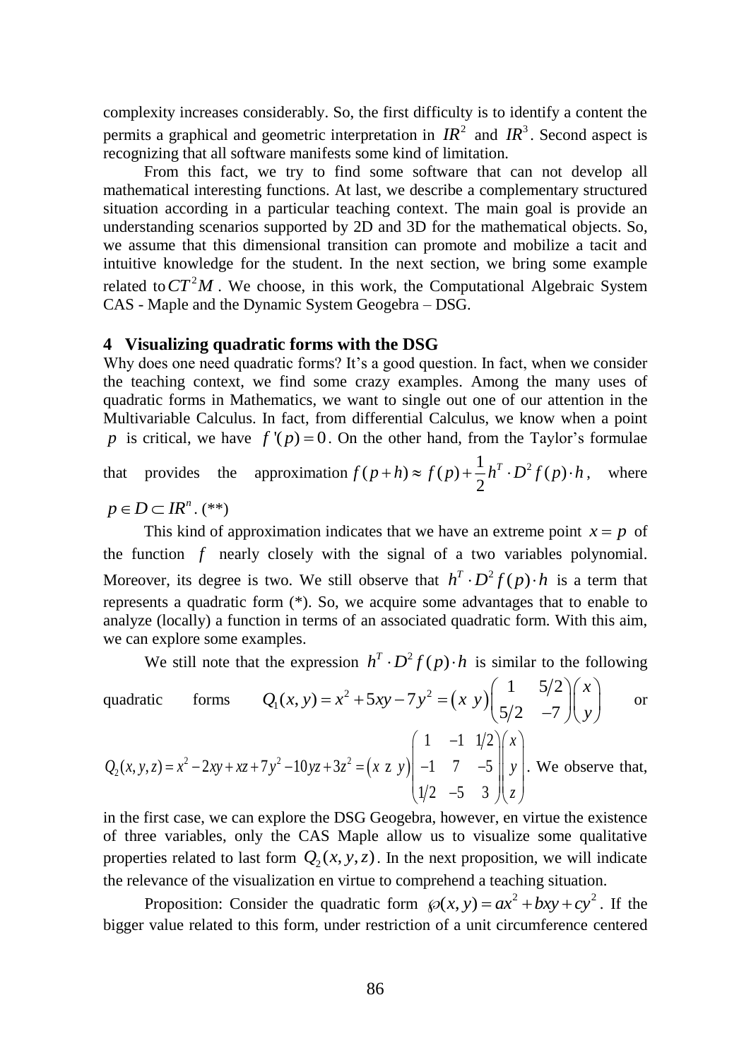complexity increases considerably. So, the first difficulty is to identify a content the permits a graphical and geometric interpretation in $IR^2$ and $IR^3$. Second aspect is recognizing that all software manifests some kind of limitation.

From this fact, we try to find some software that can not develop all mathematical interesting functions. At last, we describe a complementary structured situation according in a particular teaching context. The main goal is provide an understanding scenarios supported by 2D and 3D for the mathematical objects. So, we assume that this dimensional transition can promote and mobilize a tacit and intuitive knowledge for the student. In the next section, we bring some example related to $CT^2M$. We choose, in this work, the Computational Algebraic System CAS - Maple and the Dynamic System Geogebra – DSG.

## 4 Visualizing quadratic forms with the DSG

Why does one need quadratic forms? It's a good question. In fact, when we consider the teaching context, we find some crazy examples. Among the many uses of quadratic forms in Mathematics, we want to single out one of our attention in the Multivariable Calculus. In fact, from differential Calculus, we know when a point $p$ is critical, we have $f'(p) = 0$. On the other hand, from the Taylor's formulae that provides the approximation $f(p+h) \approx f(p) + \frac{1}{2} h^T \cdot D^2 f(p) \cdot h$, where $p \in D \subset IR^n$. (**)

This kind of approximation indicates that we have an extreme point $x = p$ of the function $f$ nearly closely with the signal of a two variables polynomial. Moreover, its degree is two. We still observe that $h^T \cdot D^2 f(p) \cdot h$ is a term that represents a quadratic form (*). So, we acquire some advantages that to enable to analyze (locally) a function in terms of an associated quadratic form. With this aim, we can explore some examples.

We still note that the expression $h^T \cdot D^2 f(p) \cdot h$ is similar to the following quadratic forms $Q_1(x,y) = x^2 + 5xy - 7y^2 = \begin{pmatrix} x & y \end{pmatrix} \begin{pmatrix} 1 & 5/2 \\ 5/2 & -7 \end{pmatrix} \begin{pmatrix} x \\ y \end{pmatrix}$ or $Q_2(x,y,z) = x^2 - 2xy + xz + 7y^2 - 10yz + 3z^2 = \begin{pmatrix} x & z & y \end{pmatrix} \begin{pmatrix} 1 & -1 & 1/2 \\ -1 & 7 & -5 \\ 1/2 & -5 & 3 \end{pmatrix} \begin{pmatrix} x \\ y \\ z \end{pmatrix}$. We observe that, in the first case, we can explore the DSG Geogebra, however, en virtue the existence of three variables, only the CAS Maple allow us to visualize some qualitative properties related to last form $Q_2(x,y,z)$. In the next proposition, we will indicate the relevance of the visualization en virtue to comprehend a teaching situation.

Proposition: Consider the quadratic form $\wp(x,y) = ax^2 + bxy + cy^2$. If the bigger value related to this form, under restriction of a unit circumference centered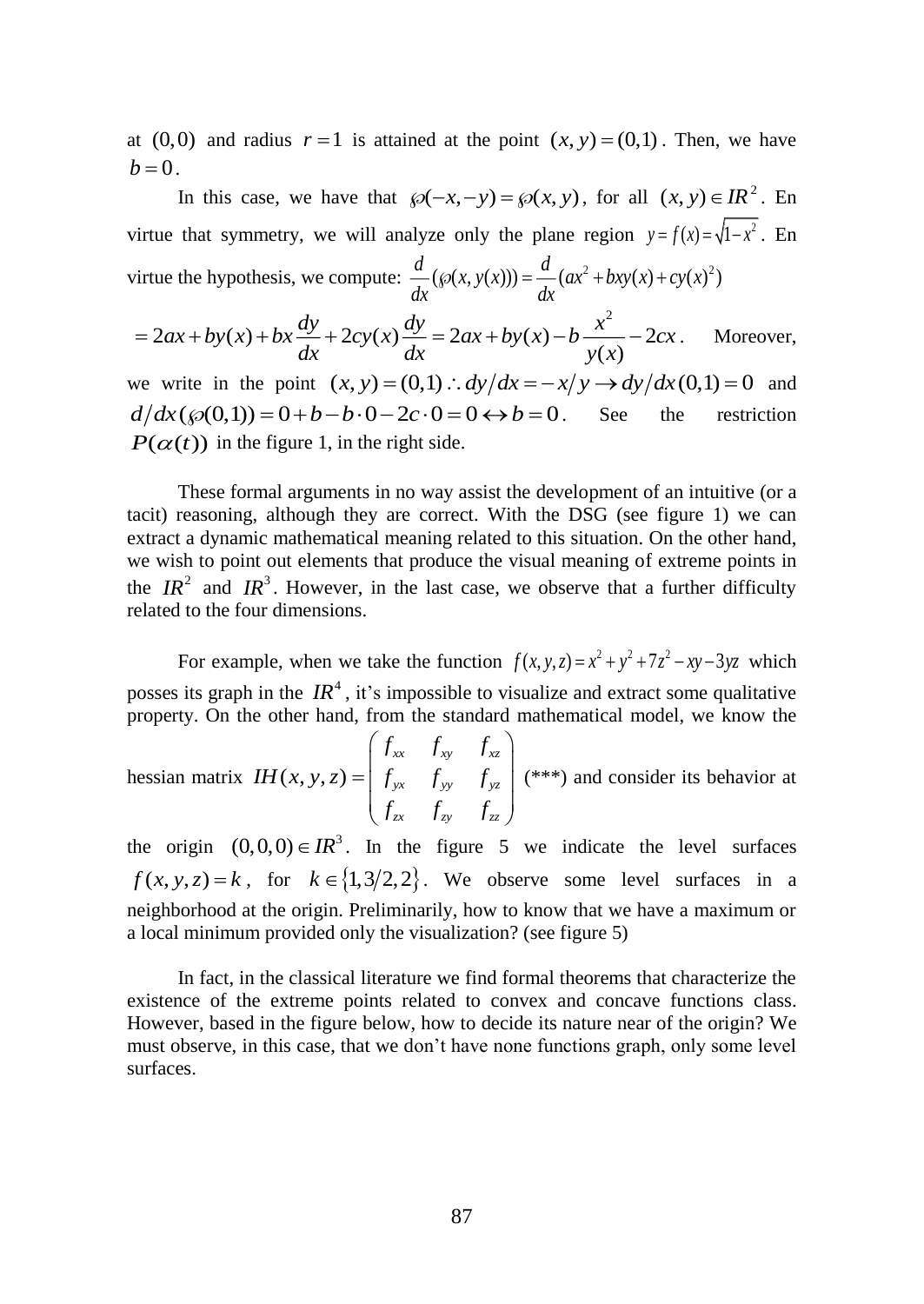at $(0,0)$ and radius $r=1$ is attained at the point $(x,y)=(0,1)$. Then, we have $b=0$.

In this case, we have that $\wp(-x,-y)=\wp(x,y)$, for all $(x,y)\in IR^2$. En virtue that symmetry, we will analyze only the plane region $y=f(x)=\sqrt{1-x^2}$. En virtue the hypothesis, we compute: $\frac{d}{dx}(\wp(x,y(x)))=\frac{d}{dx}(ax^2+bxy(x)+cy(x)^2)$

$=2ax+by(x)+bx\frac{dy}{dx}+2cy(x)\frac{dy}{dx}=2ax+by(x)-b\frac{x^2}{y(x)}-2cx$. Moreover, we write in the point $(x,y)=(0,1)\therefore dy/dx=-x/y\rightarrow dy/dx(0,1)=0$ and $d/dx(\wp(0,1))=0+b-b\cdot 0-2c\cdot 0=0\leftrightarrow b=0$. See the restriction $P(\alpha(t))$ in the figure 1, in the right side.

These formal arguments in no way assist the development of an intuitive (or a tacit) reasoning, although they are correct. With the DSG (see figure 1) we can extract a dynamic mathematical meaning related to this situation. On the other hand, we wish to point out elements that produce the visual meaning of extreme points in the $IR^2$ and $IR^3$. However, in the last case, we observe that a further difficulty related to the four dimensions.

For example, when we take the function $f(x,y,z)=x^2+y^2+7z^2-xy-3yz$ which posses its graph in the $IR^4$, it's impossible to visualize and extract some qualitative property. On the other hand, from the standard mathematical model, we know the hessian matrix $IH(x,y,z)=\begin{pmatrix} f_{xx} & f_{xy} & f_{xz} \\ f_{yx} & f_{yy} & f_{yz} \\ f_{zx} & f_{zy} & f_{zz} \end{pmatrix}$ (***) and consider its behavior at the origin $(0,0,0)\in IR^3$. In the figure 5 we indicate the level surfaces $f(x,y,z)=k$, for $k\in\{1,3/2,2\}$. We observe some level surfaces in a neighborhood at the origin. Preliminarily, how to know that we have a maximum or a local minimum provided only the visualization? (see figure 5)

In fact, in the classical literature we find formal theorems that characterize the existence of the extreme points related to convex and concave functions class. However, based in the figure below, how to decide its nature near of the origin? We must observe, in this case, that we don't have none functions graph, only some level surfaces.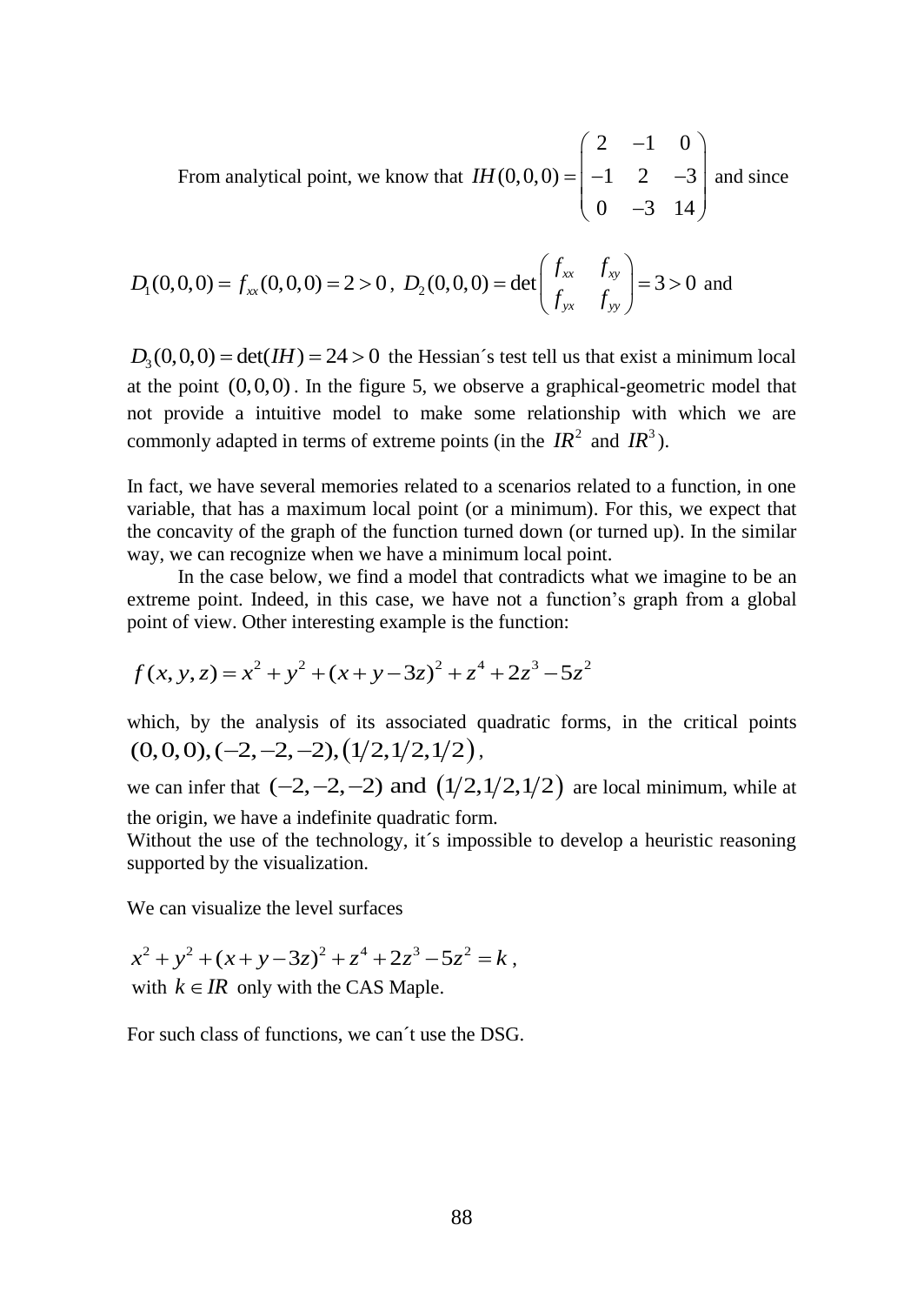From analytical point, we know that $IH(0,0,0) = \begin{pmatrix} 2 & -1 & 0 \\ -1 & 2 & -3 \\ 0 & -3 & 14 \end{pmatrix}$ and since

$$D_1(0,0,0) = f_{xx}(0,0,0) = 2 > 0,\ D_2(0,0,0) = \det\begin{pmatrix} f_{xx} & f_{xy} \\ f_{yx} & f_{yy} \end{pmatrix} = 3 > 0 \text{ and}$$

$D_3(0,0,0) = \det(IH) = 24 > 0$ the Hessian´s test tell us that exist a minimum local at the point $(0,0,0)$. In the figure 5, we observe a graphical-geometric model that not provide a intuitive model to make some relationship with which we are commonly adapted in terms of extreme points (in the $IR^2$ and $IR^3$).

In fact, we have several memories related to a scenarios related to a function, in one variable, that has a maximum local point (or a minimum). For this, we expect that the concavity of the graph of the function turned down (or turned up). In the similar way, we can recognize when we have a minimum local point.

In the case below, we find a model that contradicts what we imagine to be an extreme point. Indeed, in this case, we have not a function's graph from a global point of view. Other interesting example is the function:

$$f(x,y,z) = x^2 + y^2 + (x+y-3z)^2 + z^4 + 2z^3 - 5z^2$$

which, by the analysis of its associated quadratic forms, in the critical points $(0,0,0), (-2,-2,-2), (1/2, 1/2, 1/2)$,

we can infer that $(-2,-2,-2)$ and $(1/2,1/2,1/2)$ are local minimum, while at the origin, we have a indefinite quadratic form.

Without the use of the technology, it´s impossible to develop a heuristic reasoning supported by the visualization.

We can visualize the level surfaces

$x^2 + y^2 + (x+y-3z)^2 + z^4 + 2z^3 - 5z^2 = k$,
with $k \in IR$ only with the CAS Maple.

For such class of functions, we can´t use the DSG.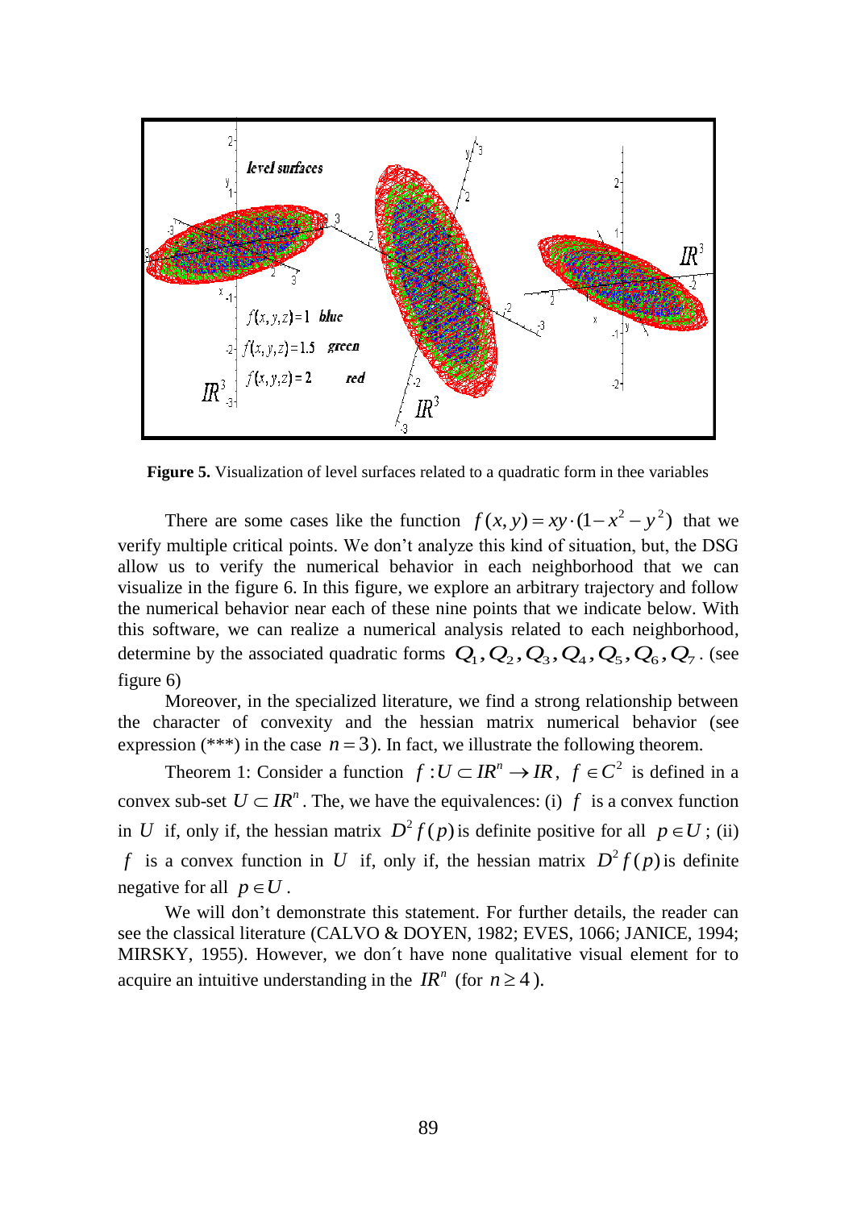**Figure 5.** Visualization of level surfaces related to a quadratic form in thee variables

There are some cases like the function $f(x,y) = xy\cdot(1-x^2-y^2)$ that we verify multiple critical points. We don't analyze this kind of situation, but, the DSG allow us to verify the numerical behavior in each neighborhood that we can visualize in the figure 6. In this figure, we explore an arbitrary trajectory and follow the numerical behavior near each of these nine points that we indicate below. With this software, we can realize a numerical analysis related to each neighborhood, determine by the associated quadratic forms $Q_1, Q_2, Q_3, Q_4, Q_5, Q_6, Q_7$. (see figure 6)

Moreover, in the specialized literature, we find a strong relationship between the character of convexity and the hessian matrix numerical behavior (see expression (***) in the case $n = 3$). In fact, we illustrate the following theorem.

Theorem 1: Consider a function $f : U \subset IR^n \to IR$, $f \in C^2$ is defined in a convex sub-set $U \subset IR^n$. The, we have the equivalences: (i) $f$ is a convex function in $U$ if, only if, the hessian matrix $D^2 f(p)$ is definite positive for all $p \in U$; (ii) $f$ is a convex function in $U$ if, only if, the hessian matrix $D^2 f(p)$ is definite negative for all $p \in U$.

We will don't demonstrate this statement. For further details, the reader can see the classical literature (CALVO & DOYEN, 1982; EVES, 1066; JANICE, 1994; MIRSKY, 1955). However, we don´t have none qualitative visual element for to acquire an intuitive understanding in the $IR^n$ (for $n \geq 4$).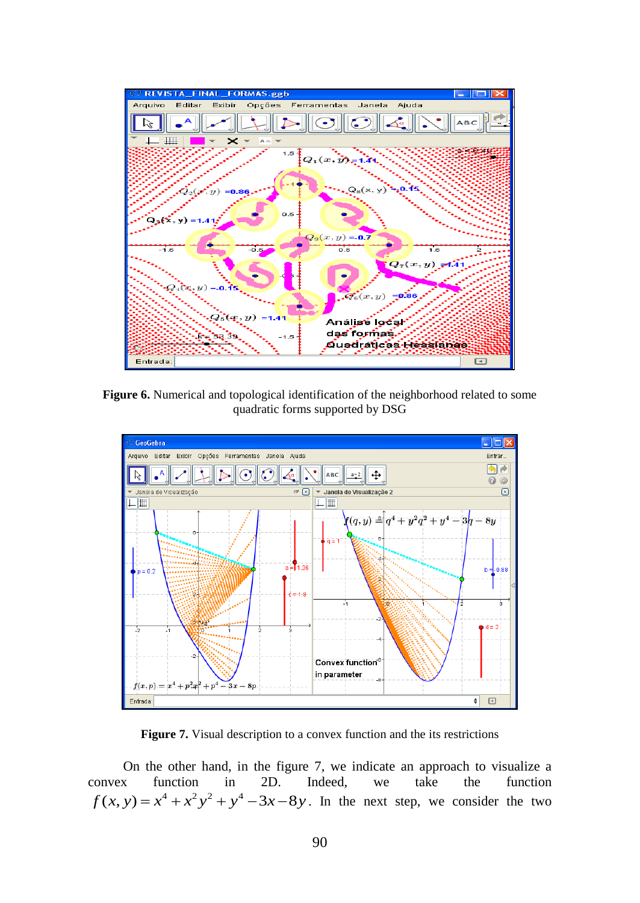**Figure 6.** Numerical and topological identification of the neighborhood related to some quadratic forms supported by DSG

**Figure 7.** Visual description to a convex function and the its restrictions

On the other hand, in the figure 7, we indicate an approach to visualize a convex function in 2D. Indeed, we take the function $f(x,y) = x^4 + x^2y^2 + y^4 - 3x - 8y$. In the next step, we consider the two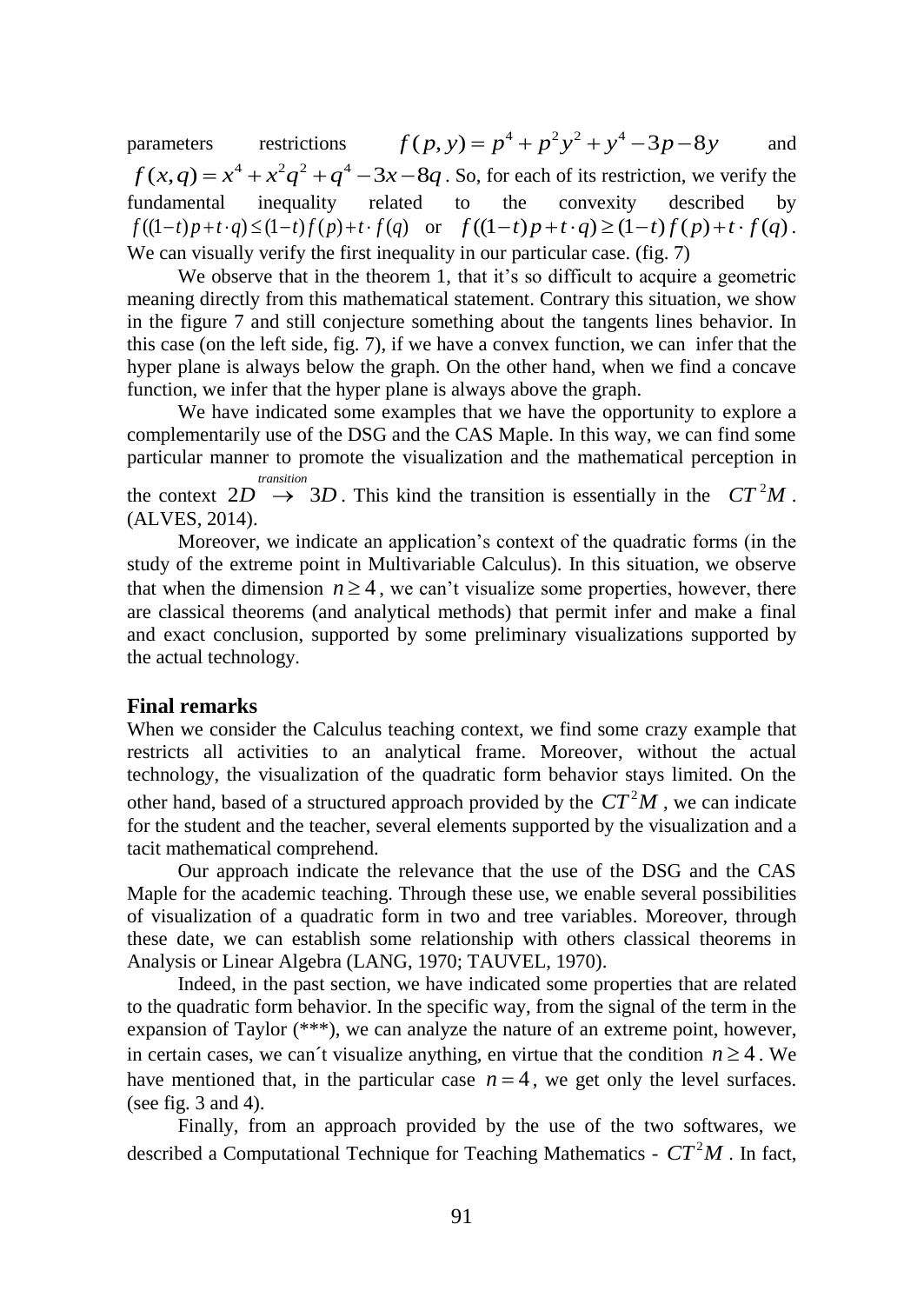parameters restrictions $f(p,y) = p^4 + p^2y^2 + y^4 - 3p - 8y$ and $f(x,q) = x^4 + x^2q^2 + q^4 - 3x - 8q$. So, for each of its restriction, we verify the fundamental inequality related to the convexity described by $f((1-t)p + t \cdot q) \le (1-t)f(p) + t \cdot f(q)$ or $f((1-t)p + t \cdot q) \ge (1-t)f(p) + t \cdot f(q)$. We can visually verify the first inequality in our particular case. (fig. 7)

We observe that in the theorem 1, that it's so difficult to acquire a geometric meaning directly from this mathematical statement. Contrary this situation, we show in the figure 7 and still conjecture something about the tangents lines behavior. In this case (on the left side, fig. 7), if we have a convex function, we can infer that the hyper plane is always below the graph. On the other hand, when we find a concave function, we infer that the hyper plane is always above the graph.

We have indicated some examples that we have the opportunity to explore a complementarily use of the DSG and the CAS Maple. In this way, we can find some particular manner to promote the visualization and the mathematical perception in the context $2D \overset{transition}{\rightarrow} 3D$. This kind the transition is essentially in the $CT^2M$. (ALVES, 2014).

Moreover, we indicate an application's context of the quadratic forms (in the study of the extreme point in Multivariable Calculus). In this situation, we observe that when the dimension $n \ge 4$, we can't visualize some properties, however, there are classical theorems (and analytical methods) that permit infer and make a final and exact conclusion, supported by some preliminary visualizations supported by the actual technology.

## Final remarks

When we consider the Calculus teaching context, we find some crazy example that restricts all activities to an analytical frame. Moreover, without the actual technology, the visualization of the quadratic form behavior stays limited. On the other hand, based of a structured approach provided by the $CT^2M$, we can indicate for the student and the teacher, several elements supported by the visualization and a tacit mathematical comprehend.

Our approach indicate the relevance that the use of the DSG and the CAS Maple for the academic teaching. Through these use, we enable several possibilities of visualization of a quadratic form in two and tree variables. Moreover, through these date, we can establish some relationship with others classical theorems in Analysis or Linear Algebra (LANG, 1970; TAUVEL, 1970).

Indeed, in the past section, we have indicated some properties that are related to the quadratic form behavior. In the specific way, from the signal of the term in the expansion of Taylor (***), we can analyze the nature of an extreme point, however, in certain cases, we can´t visualize anything, en virtue that the condition $n \ge 4$. We have mentioned that, in the particular case $n = 4$, we get only the level surfaces. (see fig. 3 and 4).

Finally, from an approach provided by the use of the two softwares, we described a Computational Technique for Teaching Mathematics - $CT^2M$. In fact,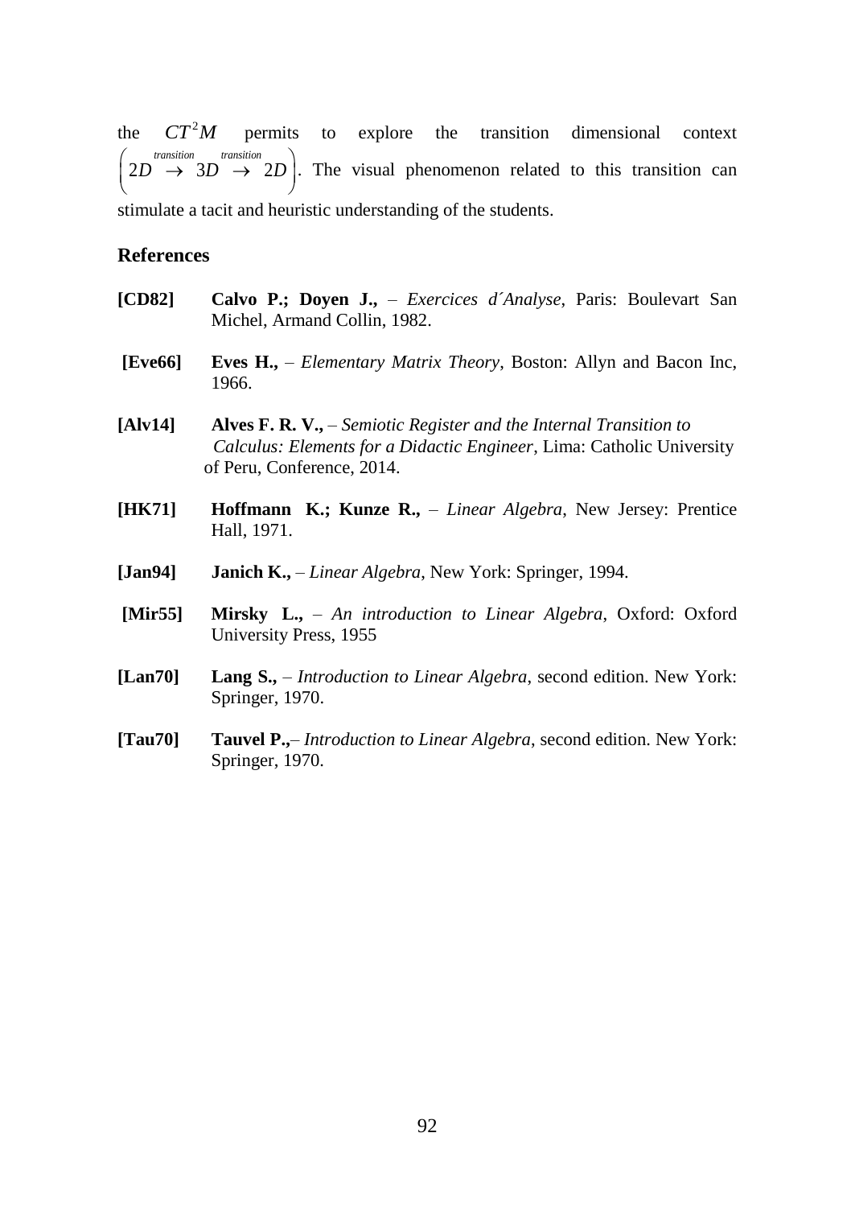the $CT^2M$ permits to explore the transition dimensional context $\left(2D \overset{transition}{\rightarrow} 3D \overset{transition}{\rightarrow} 2D\right)$. The visual phenomenon related to this transition can stimulate a tacit and heuristic understanding of the students.

## References

[CD82] **Calvo P.; Doyen J.,** – *Exercices d´Analyse*, Paris: Boulevart San Michel, Armand Collin, 1982.

[Eve66] **Eves H.,** – *Elementary Matrix Theory*, Boston: Allyn and Bacon Inc, 1966.

[Alv14] **Alves F. R. V.,** – *Semiotic Register and the Internal Transition to Calculus: Elements for a Didactic Engineer*, Lima: Catholic University of Peru, Conference, 2014.

[HK71] **Hoffmann K.; Kunze R.,** – *Linear Algebra*, New Jersey: Prentice Hall, 1971.

[Jan94] **Janich K.,** – *Linear Algebra*, New York: Springer, 1994.

[Mir55] **Mirsky L.,** – *An introduction to Linear Algebra*, Oxford: Oxford University Press, 1955

[Lan70] **Lang S.,** – *Introduction to Linear Algebra*, second edition. New York: Springer, 1970.

[Tau70] **Tauvel P.,**– *Introduction to Linear Algebra*, second edition. New York: Springer, 1970.